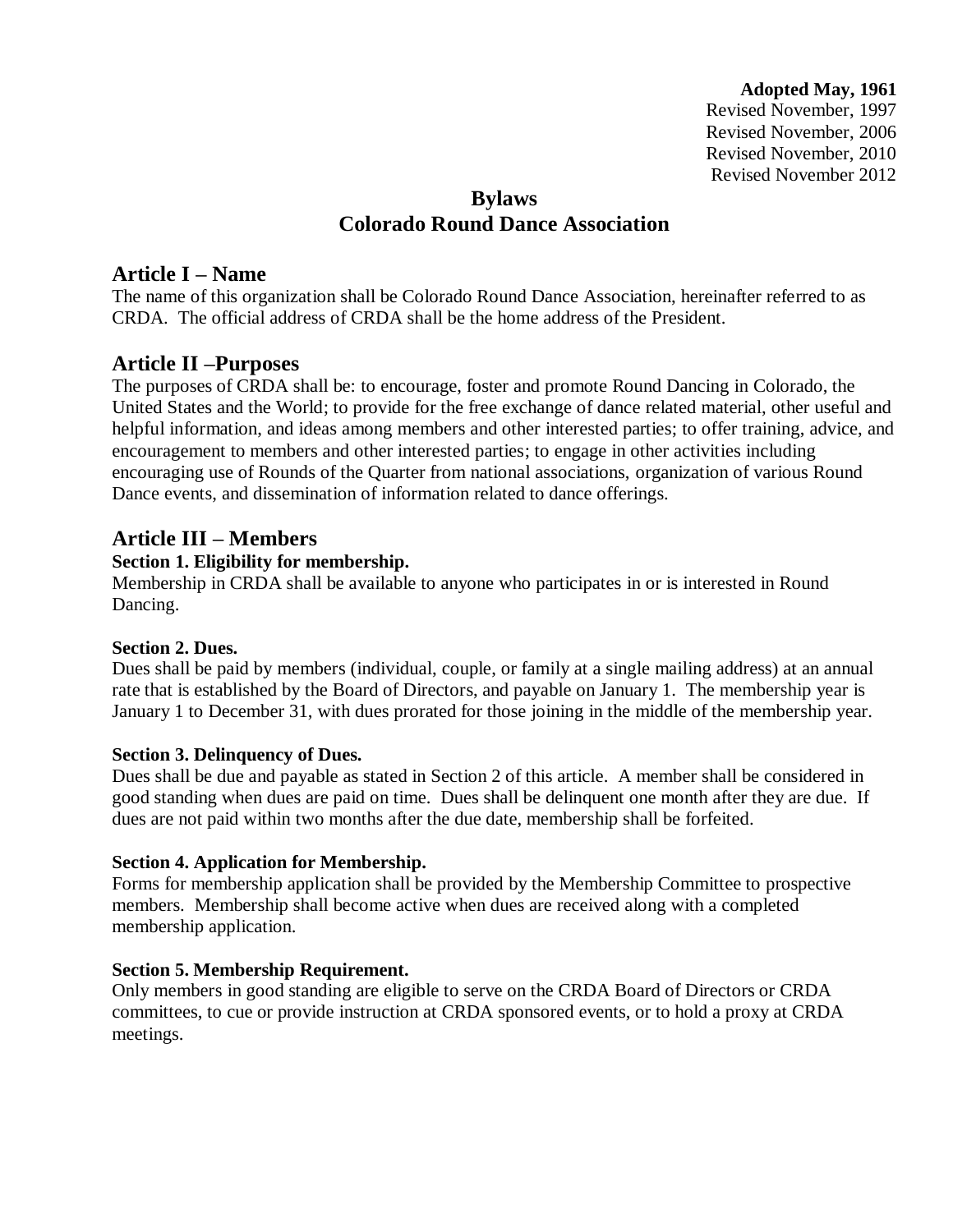**Adopted May, 1961**
Revised November, 1997
Revised November, 2006
Revised November, 2010
Revised November 2012

# Bylaws
# Colorado Round Dance Association

## Article I – Name

The name of this organization shall be Colorado Round Dance Association, hereinafter referred to as CRDA. The official address of CRDA shall be the home address of the President.

## Article II –Purposes

The purposes of CRDA shall be: to encourage, foster and promote Round Dancing in Colorado, the United States and the World; to provide for the free exchange of dance related material, other useful and helpful information, and ideas among members and other interested parties; to offer training, advice, and encouragement to members and other interested parties; to engage in other activities including encouraging use of Rounds of the Quarter from national associations, organization of various Round Dance events, and dissemination of information related to dance offerings.

## Article III – Members

**Section 1. Eligibility for membership.**

Membership in CRDA shall be available to anyone who participates in or is interested in Round Dancing.

**Section 2. Dues.**

Dues shall be paid by members (individual, couple, or family at a single mailing address) at an annual rate that is established by the Board of Directors, and payable on January 1. The membership year is January 1 to December 31, with dues prorated for those joining in the middle of the membership year.

**Section 3. Delinquency of Dues.**

Dues shall be due and payable as stated in Section 2 of this article. A member shall be considered in good standing when dues are paid on time. Dues shall be delinquent one month after they are due. If dues are not paid within two months after the due date, membership shall be forfeited.

**Section 4. Application for Membership.**

Forms for membership application shall be provided by the Membership Committee to prospective members. Membership shall become active when dues are received along with a completed membership application.

**Section 5. Membership Requirement.**

Only members in good standing are eligible to serve on the CRDA Board of Directors or CRDA committees, to cue or provide instruction at CRDA sponsored events, or to hold a proxy at CRDA meetings.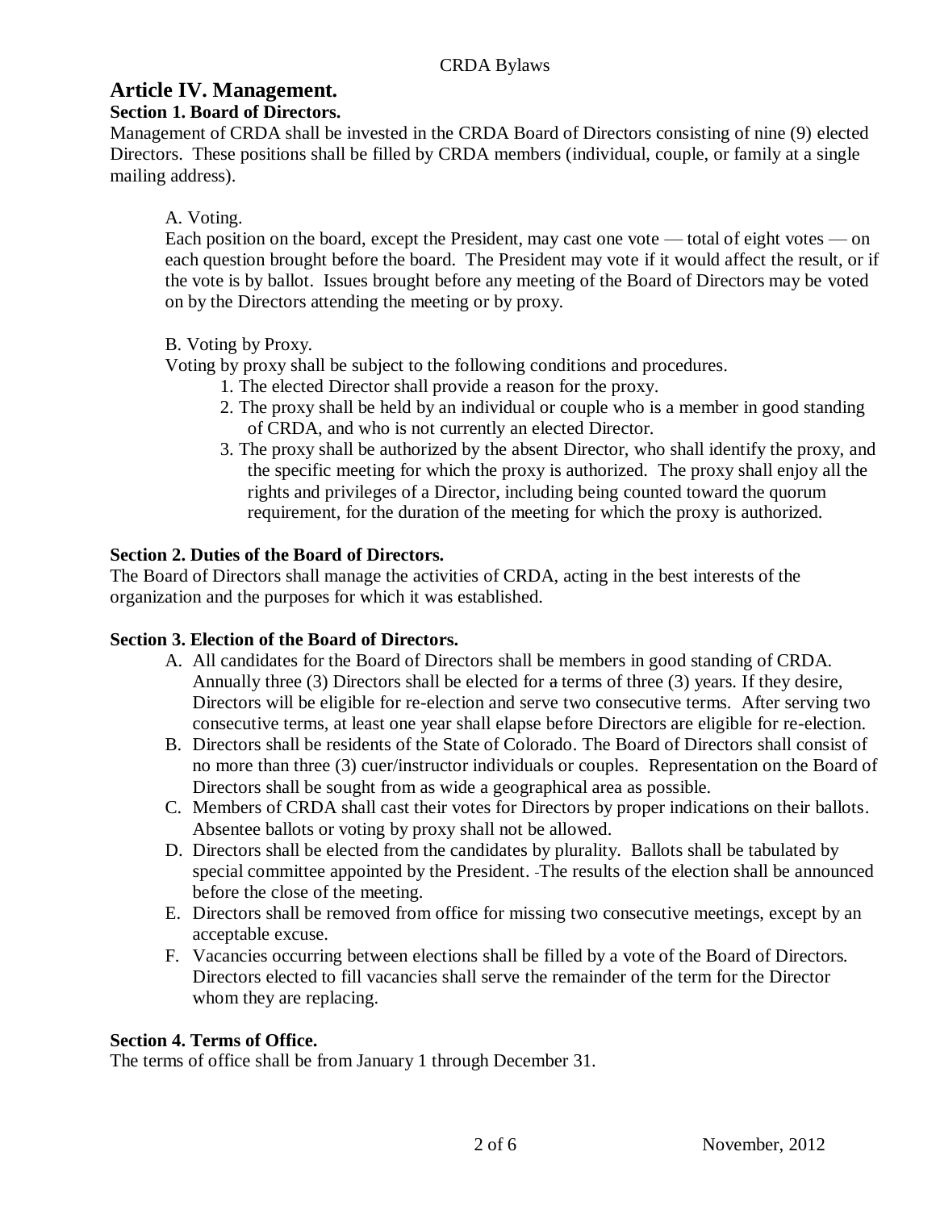## Article IV. Management.

**Section 1. Board of Directors.**

Management of CRDA shall be invested in the CRDA Board of Directors consisting of nine (9) elected Directors. These positions shall be filled by CRDA members (individual, couple, or family at a single mailing address).

A. Voting.

Each position on the board, except the President, may cast one vote — total of eight votes — on each question brought before the board. The President may vote if it would affect the result, or if the vote is by ballot. Issues brought before any meeting of the Board of Directors may be voted on by the Directors attending the meeting or by proxy.

B. Voting by Proxy.

Voting by proxy shall be subject to the following conditions and procedures.

1. The elected Director shall provide a reason for the proxy.
2. The proxy shall be held by an individual or couple who is a member in good standing of CRDA, and who is not currently an elected Director.
3. The proxy shall be authorized by the absent Director, who shall identify the proxy, and the specific meeting for which the proxy is authorized. The proxy shall enjoy all the rights and privileges of a Director, including being counted toward the quorum requirement, for the duration of the meeting for which the proxy is authorized.

**Section 2. Duties of the Board of Directors.**

The Board of Directors shall manage the activities of CRDA, acting in the best interests of the organization and the purposes for which it was established.

**Section 3. Election of the Board of Directors.**

A. All candidates for the Board of Directors shall be members in good standing of CRDA. Annually three (3) Directors shall be elected for a terms of three (3) years. If they desire, Directors will be eligible for re-election and serve two consecutive terms. After serving two consecutive terms, at least one year shall elapse before Directors are eligible for re-election.

B. Directors shall be residents of the State of Colorado. The Board of Directors shall consist of no more than three (3) cuer/instructor individuals or couples. Representation on the Board of Directors shall be sought from as wide a geographical area as possible.

C. Members of CRDA shall cast their votes for Directors by proper indications on their ballots. Absentee ballots or voting by proxy shall not be allowed.

D. Directors shall be elected from the candidates by plurality. Ballots shall be tabulated by special committee appointed by the President. The results of the election shall be announced before the close of the meeting.

E. Directors shall be removed from office for missing two consecutive meetings, except by an acceptable excuse.

F. Vacancies occurring between elections shall be filled by a vote of the Board of Directors. Directors elected to fill vacancies shall serve the remainder of the term for the Director whom they are replacing.

**Section 4. Terms of Office.**

The terms of office shall be from January 1 through December 31.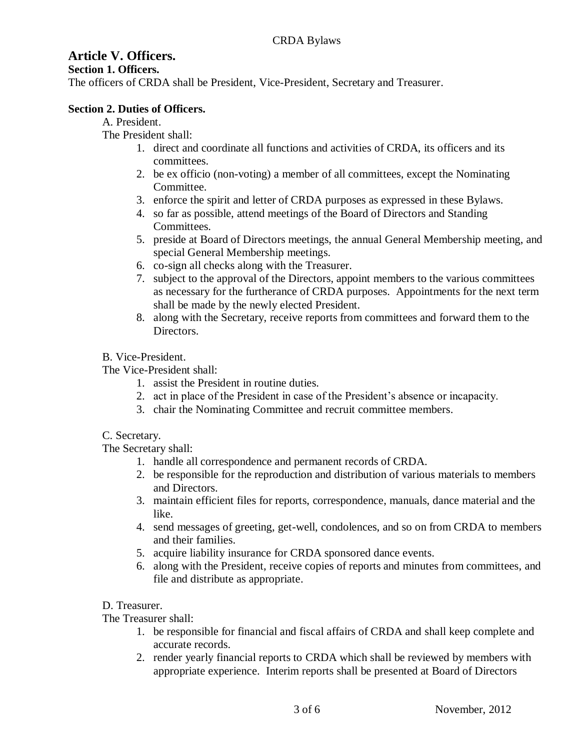## Article V. Officers.

**Section 1. Officers.**

The officers of CRDA shall be President, Vice-President, Secretary and Treasurer.

**Section 2. Duties of Officers.**

A. President.

The President shall:

1. direct and coordinate all functions and activities of CRDA, its officers and its committees.
2. be ex officio (non-voting) a member of all committees, except the Nominating Committee.
3. enforce the spirit and letter of CRDA purposes as expressed in these Bylaws.
4. so far as possible, attend meetings of the Board of Directors and Standing Committees.
5. preside at Board of Directors meetings, the annual General Membership meeting, and special General Membership meetings.
6. co-sign all checks along with the Treasurer.
7. subject to the approval of the Directors, appoint members to the various committees as necessary for the furtherance of CRDA purposes. Appointments for the next term shall be made by the newly elected President.
8. along with the Secretary, receive reports from committees and forward them to the Directors.

B. Vice-President.

The Vice-President shall:

1. assist the President in routine duties.
2. act in place of the President in case of the President's absence or incapacity.
3. chair the Nominating Committee and recruit committee members.

C. Secretary.

The Secretary shall:

1. handle all correspondence and permanent records of CRDA.
2. be responsible for the reproduction and distribution of various materials to members and Directors.
3. maintain efficient files for reports, correspondence, manuals, dance material and the like.
4. send messages of greeting, get-well, condolences, and so on from CRDA to members and their families.
5. acquire liability insurance for CRDA sponsored dance events.
6. along with the President, receive copies of reports and minutes from committees, and file and distribute as appropriate.

D. Treasurer.

The Treasurer shall:

1. be responsible for financial and fiscal affairs of CRDA and shall keep complete and accurate records.
2. render yearly financial reports to CRDA which shall be reviewed by members with appropriate experience. Interim reports shall be presented at Board of Directors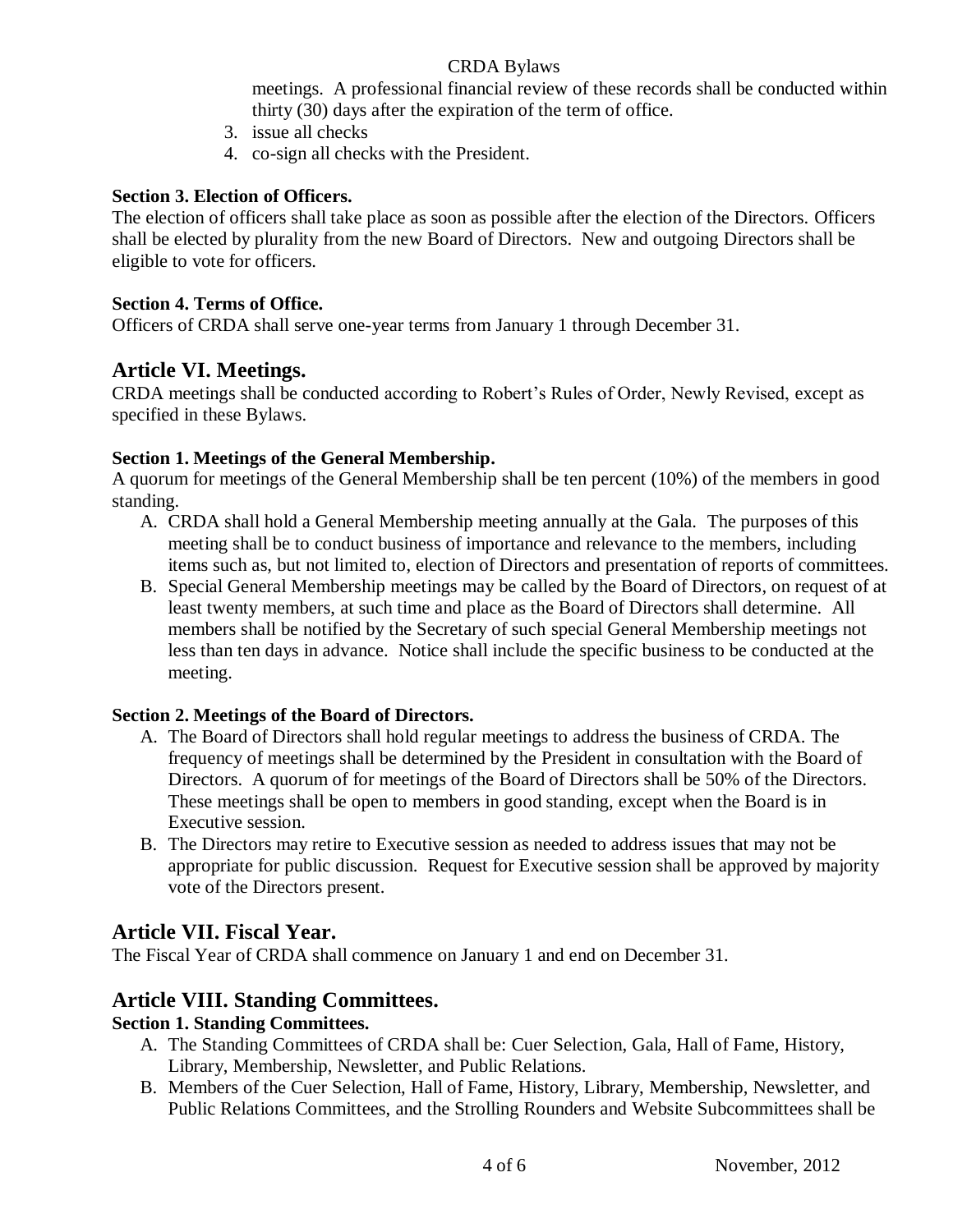meetings. A professional financial review of these records shall be conducted within thirty (30) days after the expiration of the term of office.

3. issue all checks
4. co-sign all checks with the President.

**Section 3. Election of Officers.**

The election of officers shall take place as soon as possible after the election of the Directors. Officers shall be elected by plurality from the new Board of Directors. New and outgoing Directors shall be eligible to vote for officers.

**Section 4. Terms of Office.**

Officers of CRDA shall serve one-year terms from January 1 through December 31.

## Article VI. Meetings.

CRDA meetings shall be conducted according to Robert's Rules of Order, Newly Revised, except as specified in these Bylaws.

**Section 1. Meetings of the General Membership.**

A quorum for meetings of the General Membership shall be ten percent (10%) of the members in good standing.

A. CRDA shall hold a General Membership meeting annually at the Gala. The purposes of this meeting shall be to conduct business of importance and relevance to the members, including items such as, but not limited to, election of Directors and presentation of reports of committees.

B. Special General Membership meetings may be called by the Board of Directors, on request of at least twenty members, at such time and place as the Board of Directors shall determine. All members shall be notified by the Secretary of such special General Membership meetings not less than ten days in advance. Notice shall include the specific business to be conducted at the meeting.

**Section 2. Meetings of the Board of Directors.**

A. The Board of Directors shall hold regular meetings to address the business of CRDA. The frequency of meetings shall be determined by the President in consultation with the Board of Directors. A quorum of for meetings of the Board of Directors shall be 50% of the Directors. These meetings shall be open to members in good standing, except when the Board is in Executive session.

B. The Directors may retire to Executive session as needed to address issues that may not be appropriate for public discussion. Request for Executive session shall be approved by majority vote of the Directors present.

## Article VII. Fiscal Year.

The Fiscal Year of CRDA shall commence on January 1 and end on December 31.

## Article VIII. Standing Committees.

**Section 1. Standing Committees.**

A. The Standing Committees of CRDA shall be: Cuer Selection, Gala, Hall of Fame, History, Library, Membership, Newsletter, and Public Relations.

B. Members of the Cuer Selection, Hall of Fame, History, Library, Membership, Newsletter, and Public Relations Committees, and the Strolling Rounders and Website Subcommittees shall be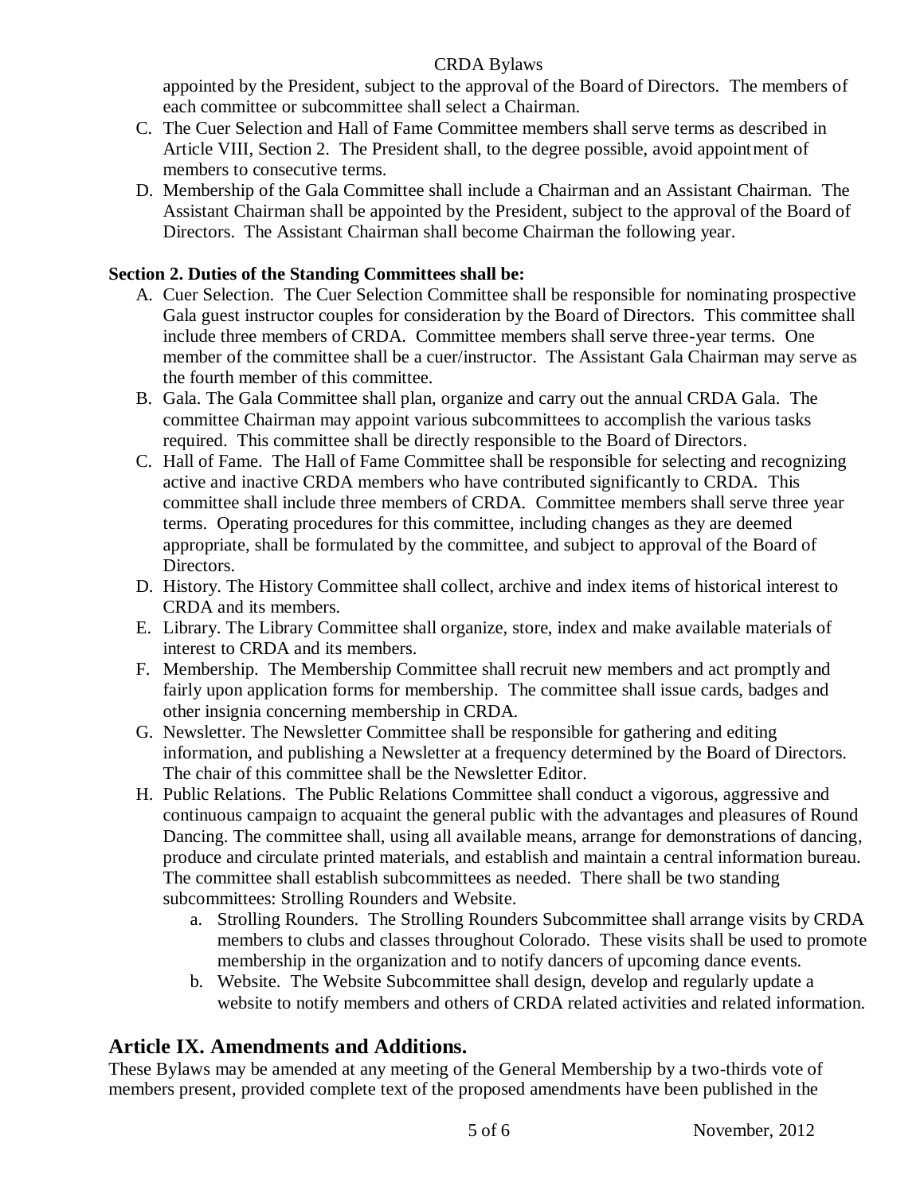appointed by the President, subject to the approval of the Board of Directors. The members of each committee or subcommittee shall select a Chairman.

C. The Cuer Selection and Hall of Fame Committee members shall serve terms as described in Article VIII, Section 2. The President shall, to the degree possible, avoid appointment of members to consecutive terms.

D. Membership of the Gala Committee shall include a Chairman and an Assistant Chairman. The Assistant Chairman shall be appointed by the President, subject to the approval of the Board of Directors. The Assistant Chairman shall become Chairman the following year.

**Section 2. Duties of the Standing Committees shall be:**

A. Cuer Selection. The Cuer Selection Committee shall be responsible for nominating prospective Gala guest instructor couples for consideration by the Board of Directors. This committee shall include three members of CRDA. Committee members shall serve three-year terms. One member of the committee shall be a cuer/instructor. The Assistant Gala Chairman may serve as the fourth member of this committee.

B. Gala. The Gala Committee shall plan, organize and carry out the annual CRDA Gala. The committee Chairman may appoint various subcommittees to accomplish the various tasks required. This committee shall be directly responsible to the Board of Directors.

C. Hall of Fame. The Hall of Fame Committee shall be responsible for selecting and recognizing active and inactive CRDA members who have contributed significantly to CRDA. This committee shall include three members of CRDA. Committee members shall serve three year terms. Operating procedures for this committee, including changes as they are deemed appropriate, shall be formulated by the committee, and subject to approval of the Board of Directors.

D. History. The History Committee shall collect, archive and index items of historical interest to CRDA and its members.

E. Library. The Library Committee shall organize, store, index and make available materials of interest to CRDA and its members.

F. Membership. The Membership Committee shall recruit new members and act promptly and fairly upon application forms for membership. The committee shall issue cards, badges and other insignia concerning membership in CRDA.

G. Newsletter. The Newsletter Committee shall be responsible for gathering and editing information, and publishing a Newsletter at a frequency determined by the Board of Directors. The chair of this committee shall be the Newsletter Editor.

H. Public Relations. The Public Relations Committee shall conduct a vigorous, aggressive and continuous campaign to acquaint the general public with the advantages and pleasures of Round Dancing. The committee shall, using all available means, arrange for demonstrations of dancing, produce and circulate printed materials, and establish and maintain a central information bureau. The committee shall establish subcommittees as needed. There shall be two standing subcommittees: Strolling Rounders and Website.

   a. Strolling Rounders. The Strolling Rounders Subcommittee shall arrange visits by CRDA members to clubs and classes throughout Colorado. These visits shall be used to promote membership in the organization and to notify dancers of upcoming dance events.

   b. Website. The Website Subcommittee shall design, develop and regularly update a website to notify members and others of CRDA related activities and related information.

## Article IX. Amendments and Additions.

These Bylaws may be amended at any meeting of the General Membership by a two-thirds vote of members present, provided complete text of the proposed amendments have been published in the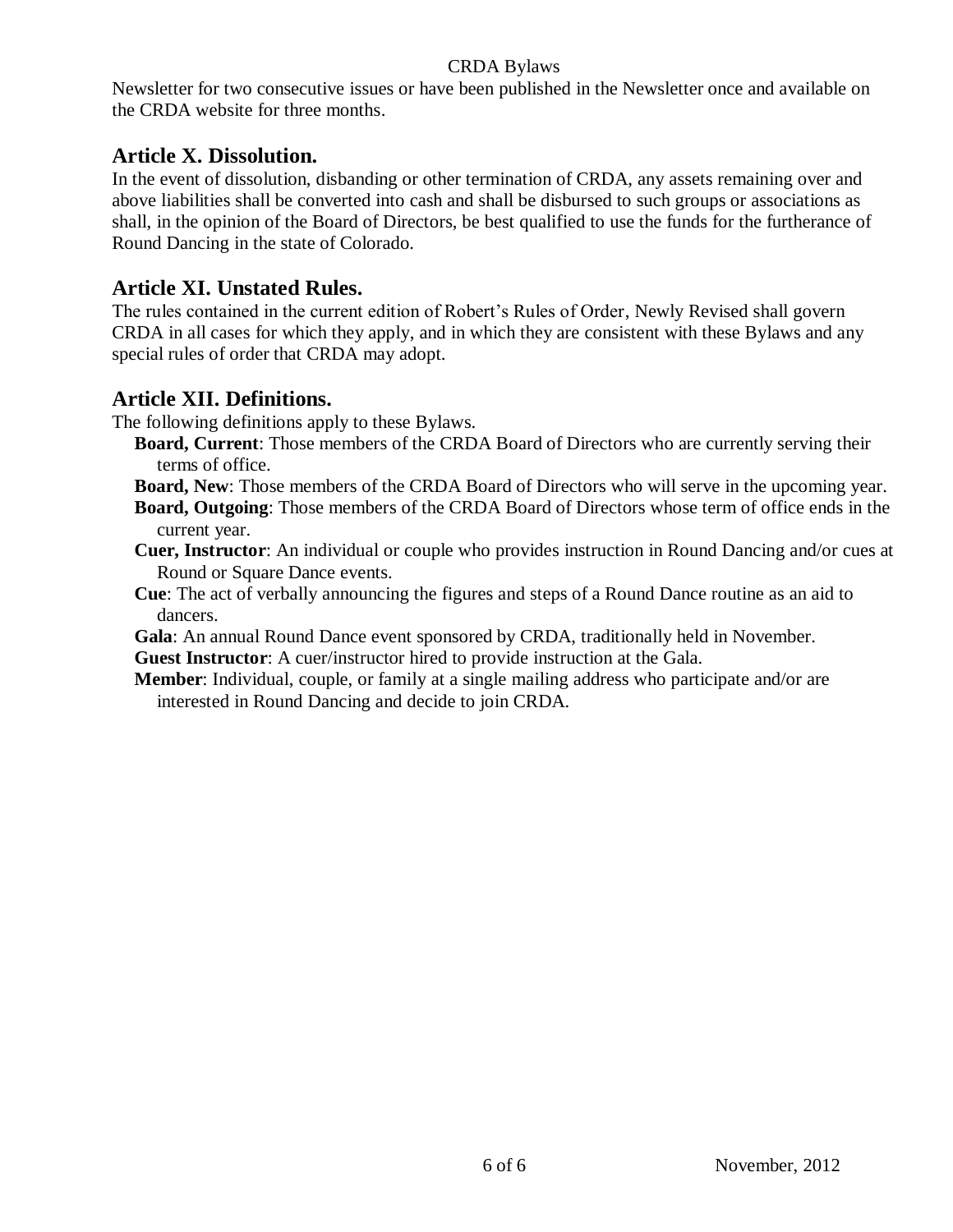Newsletter for two consecutive issues or have been published in the Newsletter once and available on the CRDA website for three months.

## Article X. Dissolution.

In the event of dissolution, disbanding or other termination of CRDA, any assets remaining over and above liabilities shall be converted into cash and shall be disbursed to such groups or associations as shall, in the opinion of the Board of Directors, be best qualified to use the funds for the furtherance of Round Dancing in the state of Colorado.

## Article XI. Unstated Rules.

The rules contained in the current edition of Robert's Rules of Order, Newly Revised shall govern CRDA in all cases for which they apply, and in which they are consistent with these Bylaws and any special rules of order that CRDA may adopt.

## Article XII. Definitions.

The following definitions apply to these Bylaws.

- **Board, Current**: Those members of the CRDA Board of Directors who are currently serving their terms of office.
- **Board, New**: Those members of the CRDA Board of Directors who will serve in the upcoming year.
- **Board, Outgoing**: Those members of the CRDA Board of Directors whose term of office ends in the current year.
- **Cuer, Instructor**: An individual or couple who provides instruction in Round Dancing and/or cues at Round or Square Dance events.
- **Cue**: The act of verbally announcing the figures and steps of a Round Dance routine as an aid to dancers.
- **Gala**: An annual Round Dance event sponsored by CRDA, traditionally held in November.
- **Guest Instructor**: A cuer/instructor hired to provide instruction at the Gala.
- **Member**: Individual, couple, or family at a single mailing address who participate and/or are interested in Round Dancing and decide to join CRDA.